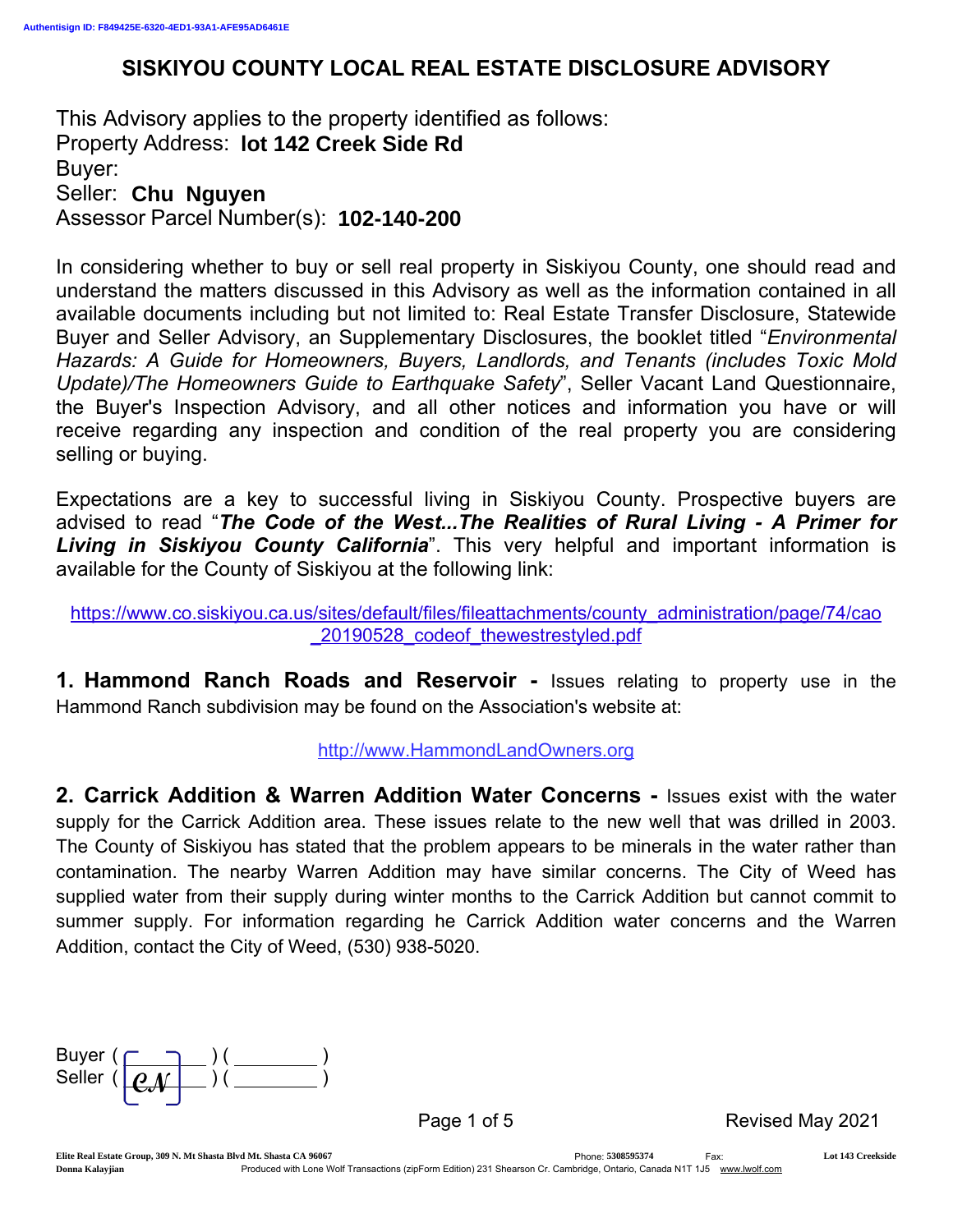Authentisign ID: F849425E-6320-4ED1-93A1-AFE95AD6461E

# SISKIYOU COUNTY LOCAL REAL ESTATE DISCLOSURE ADVISORY

This Advisory applies to the property identified as follows:
Property Address: **lot 142 Creek Side Rd**
Buyer:
Seller: **Chu Nguyen**
Assessor Parcel Number(s): **102-140-200**

In considering whether to buy or sell real property in Siskiyou County, one should read and understand the matters discussed in this Advisory as well as the information contained in all available documents including but not limited to: Real Estate Transfer Disclosure, Statewide Buyer and Seller Advisory, an Supplementary Disclosures, the booklet titled "*Environmental Hazards: A Guide for Homeowners, Buyers, Landlords, and Tenants (includes Toxic Mold Update)/The Homeowners Guide to Earthquake Safety*", Seller Vacant Land Questionnaire, the Buyer's Inspection Advisory, and all other notices and information you have or will receive regarding any inspection and condition of the real property you are considering selling or buying.

Expectations are a key to successful living in Siskiyou County. Prospective buyers are advised to read "***The Code of the West...The Realities of Rural Living - A Primer for Living in Siskiyou County California***". This very helpful and important information is available for the County of Siskiyou at the following link:

https://www.co.siskiyou.ca.us/sites/default/files/fileattachments/county_administration/page/74/cao_20190528_codeof_thewestrestyled.pdf

**1. Hammond Ranch Roads and Reservoir -** Issues relating to property use in the Hammond Ranch subdivision may be found on the Association's website at:

http://www.HammondLandOwners.org

**2. Carrick Addition & Warren Addition Water Concerns -** Issues exist with the water supply for the Carrick Addition area. These issues relate to the new well that was drilled in 2003. The County of Siskiyou has stated that the problem appears to be minerals in the water rather than contamination. The nearby Warren Addition may have similar concerns. The City of Weed has supplied water from their supply during winter months to the Carrick Addition but cannot commit to summer supply. For information regarding he Carrick Addition water concerns and the Warren Addition, contact the City of Weed, (530) 938-5020.

Buyer ( ________ ) ( ________ )
Seller ( CN ) ( ________ )

Revised May 2021

Elite Real Estate Group, 309 N. Mt Shasta Blvd Mt. Shasta CA 96067 Phone: 5308595374 Fax: Lot 143 Creekside
Donna Kalayjian Produced with Lone Wolf Transactions (zipForm Edition) 231 Shearson Cr. Cambridge, Ontario, Canada N1T 1J5 www.lwolf.com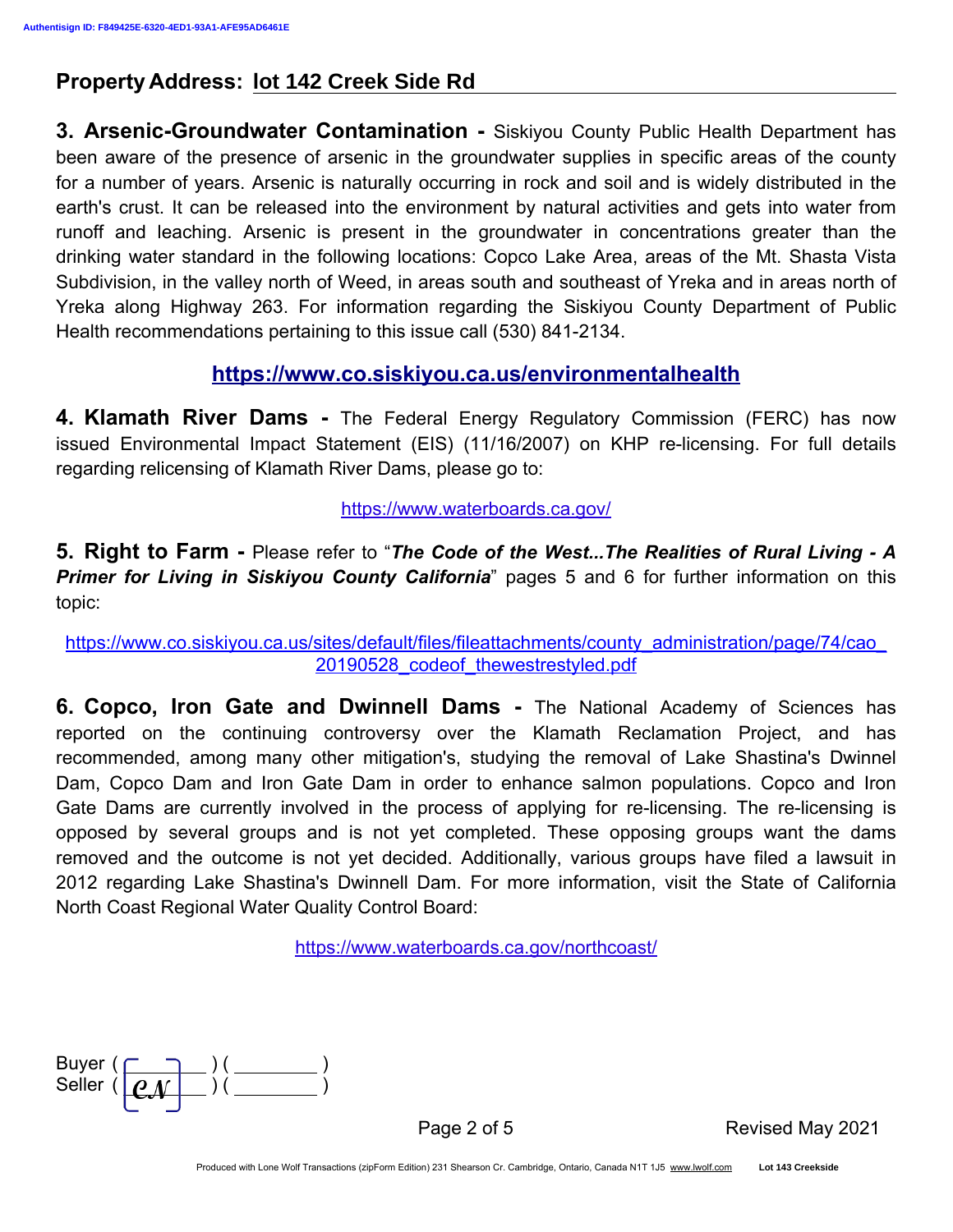**Property Address:** lot 142 Creek Side Rd

**3. Arsenic-Groundwater Contamination -** Siskiyou County Public Health Department has been aware of the presence of arsenic in the groundwater supplies in specific areas of the county for a number of years. Arsenic is naturally occurring in rock and soil and is widely distributed in the earth's crust. It can be released into the environment by natural activities and gets into water from runoff and leaching. Arsenic is present in the groundwater in concentrations greater than the drinking water standard in the following locations: Copco Lake Area, areas of the Mt. Shasta Vista Subdivision, in the valley north of Weed, in areas south and southeast of Yreka and in areas north of Yreka along Highway 263. For information regarding the Siskiyou County Department of Public Health recommendations pertaining to this issue call (530) 841-2134.

**https://www.co.siskiyou.ca.us/environmentalhealth**

**4. Klamath River Dams -** The Federal Energy Regulatory Commission (FERC) has now issued Environmental Impact Statement (EIS) (11/16/2007) on KHP re-licensing. For full details regarding relicensing of Klamath River Dams, please go to:

https://www.waterboards.ca.gov/

**5. Right to Farm -** Please refer to "***The Code of the West...The Realities of Rural Living - A Primer for Living in Siskiyou County California***" pages 5 and 6 for further information on this topic:

https://www.co.siskiyou.ca.us/sites/default/files/fileattachments/county_administration/page/74/cao_20190528_codeof_thewestrestyled.pdf

**6. Copco, Iron Gate and Dwinnell Dams -** The National Academy of Sciences has reported on the continuing controversy over the Klamath Reclamation Project, and has recommended, among many other mitigation's, studying the removal of Lake Shastina's Dwinnel Dam, Copco Dam and Iron Gate Dam in order to enhance salmon populations. Copco and Iron Gate Dams are currently involved in the process of applying for re-licensing. The re-licensing is opposed by several groups and is not yet completed. These opposing groups want the dams removed and the outcome is not yet decided. Additionally, various groups have filed a lawsuit in 2012 regarding Lake Shastina's Dwinnell Dam. For more information, visit the State of California North Coast Regional Water Quality Control Board:

https://www.waterboards.ca.gov/northcoast/

Buyer ( ______ ) ( ______ )
Seller ( CN ) ( ______ )

Revised May 2021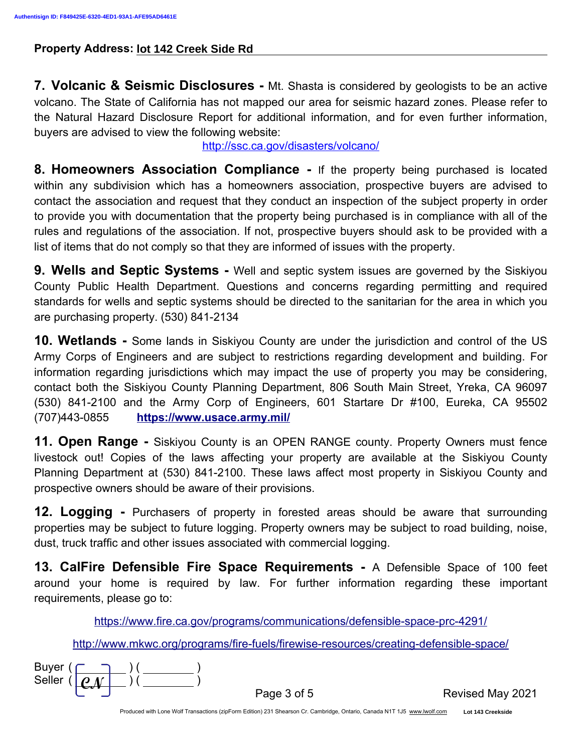Authentisign ID: F849425E-6320-4ED1-93A1-AFE95AD6461E

**Property Address:** **lot 142 Creek Side Rd**

**7. Volcanic & Seismic Disclosures -** Mt. Shasta is considered by geologists to be an active volcano. The State of California has not mapped our area for seismic hazard zones. Please refer to the Natural Hazard Disclosure Report for additional information, and for even further information, buyers are advised to view the following website:

http://ssc.ca.gov/disasters/volcano/

**8. Homeowners Association Compliance -** If the property being purchased is located within any subdivision which has a homeowners association, prospective buyers are advised to contact the association and request that they conduct an inspection of the subject property in order to provide you with documentation that the property being purchased is in compliance with all of the rules and regulations of the association. If not, prospective buyers should ask to be provided with a list of items that do not comply so that they are informed of issues with the property.

**9. Wells and Septic Systems -** Well and septic system issues are governed by the Siskiyou County Public Health Department. Questions and concerns regarding permitting and required standards for wells and septic systems should be directed to the sanitarian for the area in which you are purchasing property. (530) 841-2134

**10. Wetlands -** Some lands in Siskiyou County are under the jurisdiction and control of the US Army Corps of Engineers and are subject to restrictions regarding development and building. For information regarding jurisdictions which may impact the use of property you may be considering, contact both the Siskiyou County Planning Department, 806 South Main Street, Yreka, CA 96097 (530) 841-2100 and the Army Corp of Engineers, 601 Startare Dr #100, Eureka, CA 95502 (707)443-0855 **https://www.usace.army.mil/**

**11. Open Range -** Siskiyou County is an OPEN RANGE county. Property Owners must fence livestock out! Copies of the laws affecting your property are available at the Siskiyou County Planning Department at (530) 841-2100. These laws affect most property in Siskiyou County and prospective owners should be aware of their provisions.

**12. Logging -** Purchasers of property in forested areas should be aware that surrounding properties may be subject to future logging. Property owners may be subject to road building, noise, dust, truck traffic and other issues associated with commercial logging.

**13. CalFire Defensible Fire Space Requirements -** A Defensible Space of 100 feet around your home is required by law. For further information regarding these important requirements, please go to:

https://www.fire.ca.gov/programs/communications/defensible-space-prc-4291/

http://www.mkwc.org/programs/fire-fuels/firewise-resources/creating-defensible-space/

Buyer ( ________ ) ( ________ )
Seller ( CN ) ( ________ )

Revised May 2021

Produced with Lone Wolf Transactions (zipForm Edition) 231 Shearson Cr. Cambridge, Ontario, Canada N1T 1J5 www.lwolf.com **Lot 143 Creekside**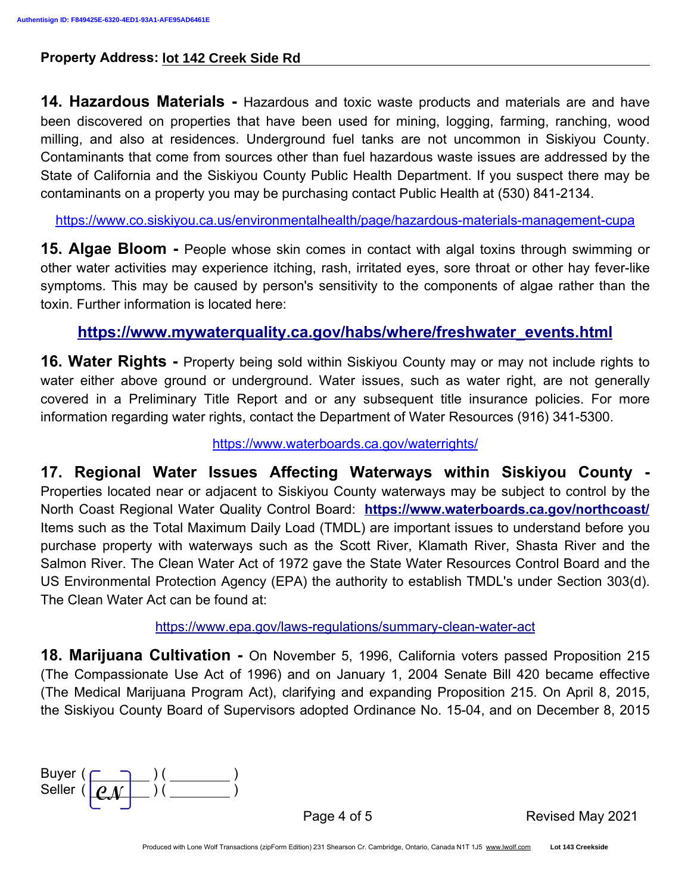Property Address: lot 142 Creek Side Rd

**14. Hazardous Materials -** Hazardous and toxic waste products and materials are and have been discovered on properties that have been used for mining, logging, farming, ranching, wood milling, and also at residences. Underground fuel tanks are not uncommon in Siskiyou County. Contaminants that come from sources other than fuel hazardous waste issues are addressed by the State of California and the Siskiyou County Public Health Department. If you suspect there may be contaminants on a property you may be purchasing contact Public Health at (530) 841-2134.

https://www.co.siskiyou.ca.us/environmentalhealth/page/hazardous-materials-management-cupa

**15. Algae Bloom -** People whose skin comes in contact with algal toxins through swimming or other water activities may experience itching, rash, irritated eyes, sore throat or other hay fever-like symptoms. This may be caused by person's sensitivity to the components of algae rather than the toxin. Further information is located here:

**https://www.mywaterquality.ca.gov/habs/where/freshwater_events.html**

**16. Water Rights -** Property being sold within Siskiyou County may or may not include rights to water either above ground or underground. Water issues, such as water right, are not generally covered in a Preliminary Title Report and or any subsequent title insurance policies. For more information regarding water rights, contact the Department of Water Resources (916) 341-5300.

https://www.waterboards.ca.gov/waterrights/

**17. Regional Water Issues Affecting Waterways within Siskiyou County -** Properties located near or adjacent to Siskiyou County waterways may be subject to control by the North Coast Regional Water Quality Control Board: **https://www.waterboards.ca.gov/northcoast/** Items such as the Total Maximum Daily Load (TMDL) are important issues to understand before you purchase property with waterways such as the Scott River, Klamath River, Shasta River and the Salmon River. The Clean Water Act of 1972 gave the State Water Resources Control Board and the US Environmental Protection Agency (EPA) the authority to establish TMDL's under Section 303(d). The Clean Water Act can be found at:

https://www.epa.gov/laws-regulations/summary-clean-water-act

**18. Marijuana Cultivation -** On November 5, 1996, California voters passed Proposition 215 (The Compassionate Use Act of 1996) and on January 1, 2004 Senate Bill 420 became effective (The Medical Marijuana Program Act), clarifying and expanding Proposition 215. On April 8, 2015, the Siskiyou County Board of Supervisors adopted Ordinance No. 15-04, and on December 8, 2015

Buyer ( ______ ) ( ______ )
Seller ( CN ) ( ______ )

Revised May 2021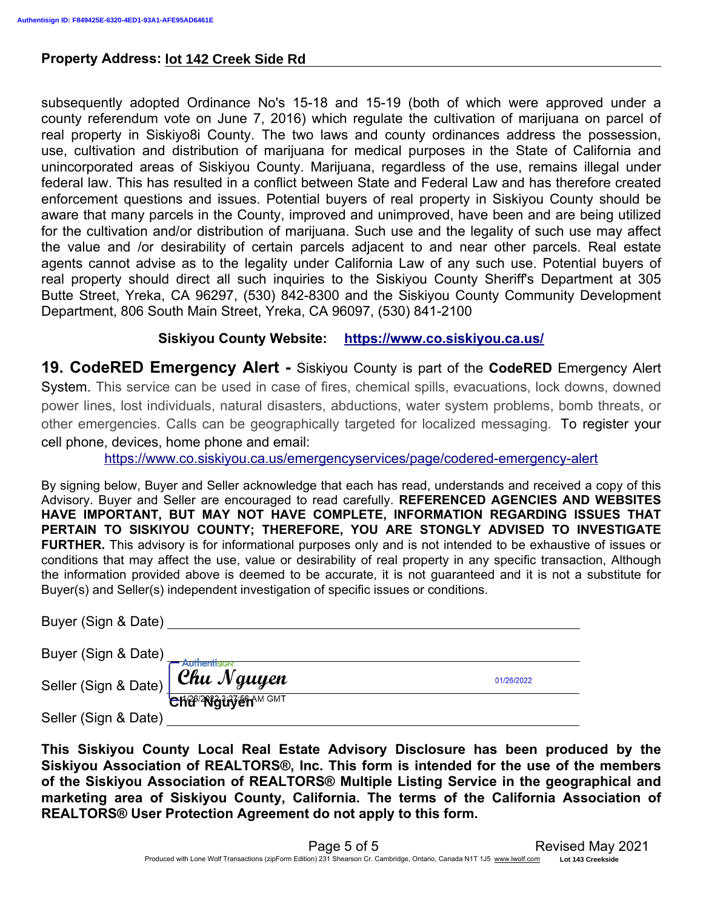Property Address: lot 142 Creek Side Rd

subsequently adopted Ordinance No's 15-18 and 15-19 (both of which were approved under a county referendum vote on June 7, 2016) which regulate the cultivation of marijuana on parcel of real property in Siskiyo8i County. The two laws and county ordinances address the possession, use, cultivation and distribution of marijuana for medical purposes in the State of California and unincorporated areas of Siskiyou County. Marijuana, regardless of the use, remains illegal under federal law. This has resulted in a conflict between State and Federal Law and has therefore created enforcement questions and issues. Potential buyers of real property in Siskiyou County should be aware that many parcels in the County, improved and unimproved, have been and are being utilized for the cultivation and/or distribution of marijuana. Such use and the legality of such use may affect the value and /or desirability of certain parcels adjacent to and near other parcels. Real estate agents cannot advise as to the legality under California Law of any such use. Potential buyers of real property should direct all such inquiries to the Siskiyou County Sheriff's Department at 305 Butte Street, Yreka, CA 96297, (530) 842-8300 and the Siskiyou County Community Development Department, 806 South Main Street, Yreka, CA 96097, (530) 841-2100

**Siskiyou County Website: https://www.co.siskiyou.ca.us/**

**19. CodeRED Emergency Alert -** Siskiyou County is part of the **CodeRED** Emergency Alert System. This service can be used in case of fires, chemical spills, evacuations, lock downs, downed power lines, lost individuals, natural disasters, abductions, water system problems, bomb threats, or other emergencies. Calls can be geographically targeted for localized messaging. To register your cell phone, devices, home phone and email:

https://www.co.siskiyou.ca.us/emergencyservices/page/codered-emergency-alert

By signing below, Buyer and Seller acknowledge that each has read, understands and received a copy of this Advisory. Buyer and Seller are encouraged to read carefully. **REFERENCED AGENCIES AND WEBSITES HAVE IMPORTANT, BUT MAY NOT HAVE COMPLETE, INFORMATION REGARDING ISSUES THAT PERTAIN TO SISKIYOU COUNTY; THEREFORE, YOU ARE STONGLY ADVISED TO INVESTIGATE FURTHER.** This advisory is for informational purposes only and is not intended to be exhaustive of issues or conditions that may affect the use, value or desirability of real property in any specific transaction, Although the information provided above is deemed to be accurate, it is not guaranteed and it is not a substitute for Buyer(s) and Seller(s) independent investigation of specific issues or conditions.

Buyer (Sign & Date) ____________________

Buyer (Sign & Date) ____________________

Seller (Sign & Date) Chu Nguyen 01/26/2022
Chu Nguyen 1/26/2022 3:27:56 AM GMT

Seller (Sign & Date) ____________________

**This Siskiyou County Local Real Estate Advisory Disclosure has been produced by the Siskiyou Association of REALTORS®, Inc. This form is intended for the use of the members of the Siskiyou Association of REALTORS® Multiple Listing Service in the geographical and marketing area of Siskiyou County, California. The terms of the California Association of REALTORS® User Protection Agreement do not apply to this form.**

Revised May 2021